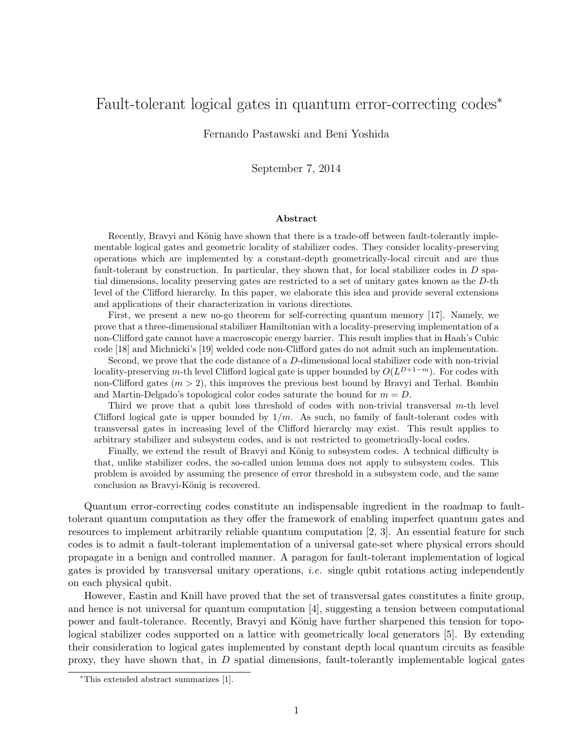# Fault-tolerant logical gates in quantum error-correcting codes[*]

Fernando Pastawski and Beni Yoshida

September 7, 2014

### Abstract

Recently, Bravyi and König have shown that there is a trade-off between fault-tolerantly implementable logical gates and geometric locality of stabilizer codes. They consider locality-preserving operations which are implemented by a constant-depth geometrically-local circuit and are thus fault-tolerant by construction. In particular, they shown that, for local stabilizer codes in $D$ spatial dimensions, locality preserving gates are restricted to a set of unitary gates known as the $D$-th level of the Clifford hierarchy. In this paper, we elaborate this idea and provide several extensions and applications of their characterization in various directions.

First, we present a new no-go theorem for self-correcting quantum memory [17]. Namely, we prove that a three-dimensional stabilizer Hamiltonian with a locality-preserving implementation of a non-Clifford gate cannot have a macroscopic energy barrier. This result implies that in Haah's Cubic code [18] and Michnicki's [19] welded code non-Clifford gates do not admit such an implementation.

Second, we prove that the code distance of a $D$-dimensional local stabilizer code with non-trivial locality-preserving $m$-th level Clifford logical gate is upper bounded by $O(L^{D+1-m})$. For codes with non-Clifford gates ($m > 2$), this improves the previous best bound by Bravyi and Terhal. Bombin and Martin-Delgado's topological color codes saturate the bound for $m = D$.

Third we prove that a qubit loss threshold of codes with non-trivial transversal $m$-th level Clifford logical gate is upper bounded by $1/m$. As such, no family of fault-tolerant codes with transversal gates in increasing level of the Clifford hierarchy may exist. This result applies to arbitrary stabilizer and subsystem codes, and is not restricted to geometrically-local codes.

Finally, we extend the result of Bravyi and König to subsystem codes. A technical difficulty is that, unlike stabilizer codes, the so-called union lemma does not apply to subsystem codes. This problem is avoided by assuming the presence of error threshold in a subsystem code, and the same conclusion as Bravyi-König is recovered.

Quantum error-correcting codes constitute an indispensable ingredient in the roadmap to fault-tolerant quantum computation as they offer the framework of enabling imperfect quantum gates and resources to implement arbitrarily reliable quantum computation [2, 3]. An essential feature for such codes is to admit a fault-tolerant implementation of a universal gate-set where physical errors should propagate in a benign and controlled manner. A paragon for fault-tolerant implementation of logical gates is provided by transversal unitary operations, *i.e.* single qubit rotations acting independently on each physical qubit.

However, Eastin and Knill have proved that the set of transversal gates constitutes a finite group, and hence is not universal for quantum computation [4], suggesting a tension between computational power and fault-tolerance. Recently, Bravyi and König have further sharpened this tension for topological stabilizer codes supported on a lattice with geometrically local generators [5]. By extending their consideration to logical gates implemented by constant depth local quantum circuits as feasible proxy, they have shown that, in $D$ spatial dimensions, fault-tolerantly implementable logical gates

[*]This extended abstract summarizes [1].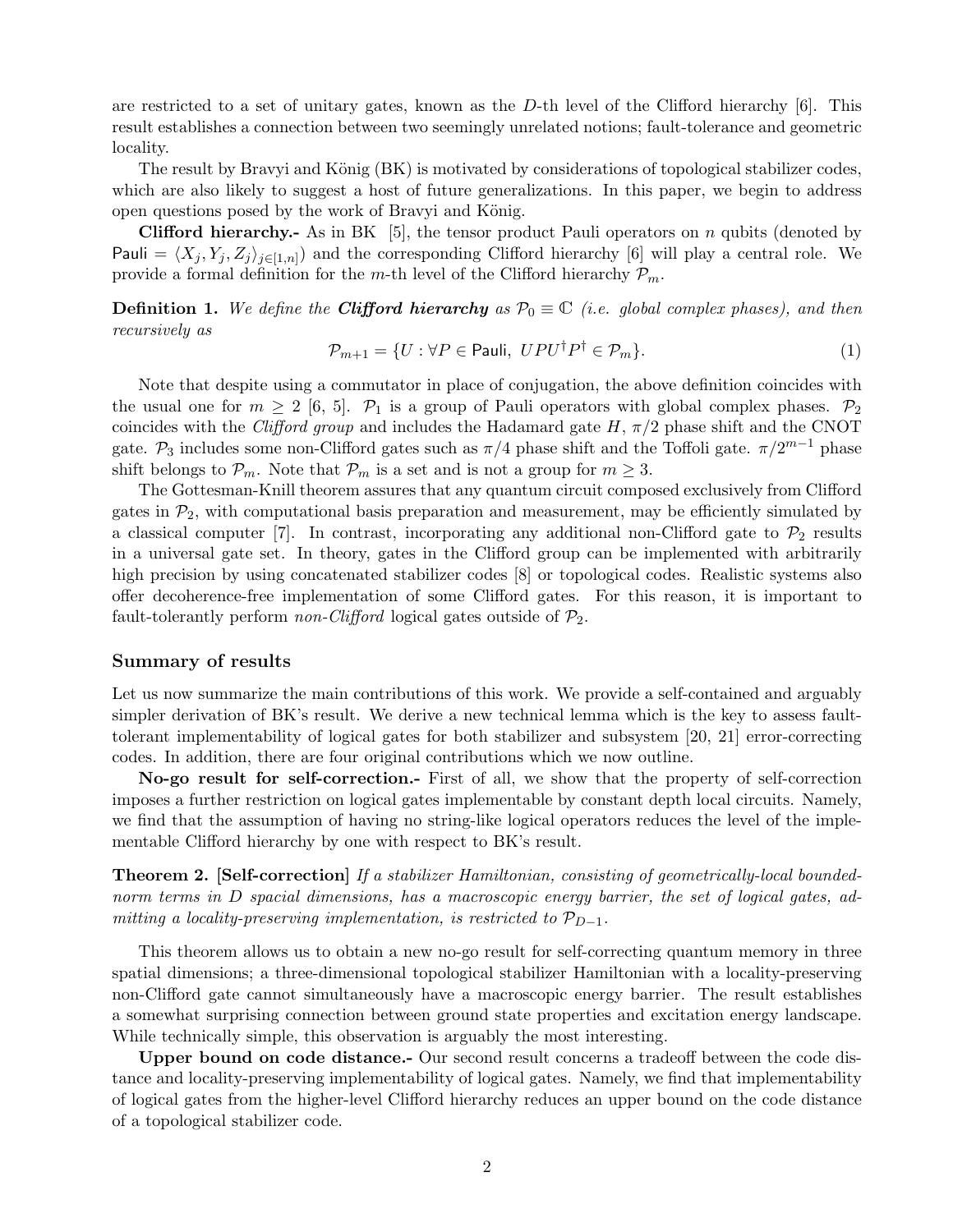are restricted to a set of unitary gates, known as the $D$-th level of the Clifford hierarchy [6]. This result establishes a connection between two seemingly unrelated notions; fault-tolerance and geometric locality.

The result by Bravyi and König (BK) is motivated by considerations of topological stabilizer codes, which are also likely to suggest a host of future generalizations. In this paper, we begin to address open questions posed by the work of Bravyi and König.

**Clifford hierarchy.-** As in BK [5], the tensor product Pauli operators on $n$ qubits (denoted by $\mathsf{Pauli} = \langle X_j, Y_j, Z_j \rangle_{j \in [1,n]}$) and the corresponding Clifford hierarchy [6] will play a central role. We provide a formal definition for the $m$-th level of the Clifford hierarchy $\mathcal{P}_m$.

**Definition 1.** *We define the **Clifford hierarchy** as $\mathcal{P}_0 \equiv \mathbb{C}$ (i.e. global complex phases), and then recursively as*

$$\mathcal{P}_{m+1} = \{U : \forall P \in \mathsf{Pauli},\ UPU^{\dagger}P^{\dagger} \in \mathcal{P}_m\}. \tag{1}$$

Note that despite using a commutator in place of conjugation, the above definition coincides with the usual one for $m \geq 2$ [6, 5]. $\mathcal{P}_1$ is a group of Pauli operators with global complex phases. $\mathcal{P}_2$ coincides with the *Clifford group* and includes the Hadamard gate $H$, $\pi/2$ phase shift and the CNOT gate. $\mathcal{P}_3$ includes some non-Clifford gates such as $\pi/4$ phase shift and the Toffoli gate. $\pi/2^{m-1}$ phase shift belongs to $\mathcal{P}_m$. Note that $\mathcal{P}_m$ is a set and is not a group for $m \geq 3$.

The Gottesman-Knill theorem assures that any quantum circuit composed exclusively from Clifford gates in $\mathcal{P}_2$, with computational basis preparation and measurement, may be efficiently simulated by a classical computer [7]. In contrast, incorporating any additional non-Clifford gate to $\mathcal{P}_2$ results in a universal gate set. In theory, gates in the Clifford group can be implemented with arbitrarily high precision by using concatenated stabilizer codes [8] or topological codes. Realistic systems also offer decoherence-free implementation of some Clifford gates. For this reason, it is important to fault-tolerantly perform *non-Clifford* logical gates outside of $\mathcal{P}_2$.

## Summary of results

Let us now summarize the main contributions of this work. We provide a self-contained and arguably simpler derivation of BK's result. We derive a new technical lemma which is the key to assess fault-tolerant implementability of logical gates for both stabilizer and subsystem [20, 21] error-correcting codes. In addition, there are four original contributions which we now outline.

**No-go result for self-correction.-** First of all, we show that the property of self-correction imposes a further restriction on logical gates implementable by constant depth local circuits. Namely, we find that the assumption of having no string-like logical operators reduces the level of the implementable Clifford hierarchy by one with respect to BK's result.

**Theorem 2. [Self-correction]** *If a stabilizer Hamiltonian, consisting of geometrically-local bounded-norm terms in $D$ spacial dimensions, has a macroscopic energy barrier, the set of logical gates, admitting a locality-preserving implementation, is restricted to $\mathcal{P}_{D-1}$.*

This theorem allows us to obtain a new no-go result for self-correcting quantum memory in three spatial dimensions; a three-dimensional topological stabilizer Hamiltonian with a locality-preserving non-Clifford gate cannot simultaneously have a macroscopic energy barrier. The result establishes a somewhat surprising connection between ground state properties and excitation energy landscape. While technically simple, this observation is arguably the most interesting.

**Upper bound on code distance.-** Our second result concerns a tradeoff between the code distance and locality-preserving implementability of logical gates. Namely, we find that implementability of logical gates from the higher-level Clifford hierarchy reduces an upper bound on the code distance of a topological stabilizer code.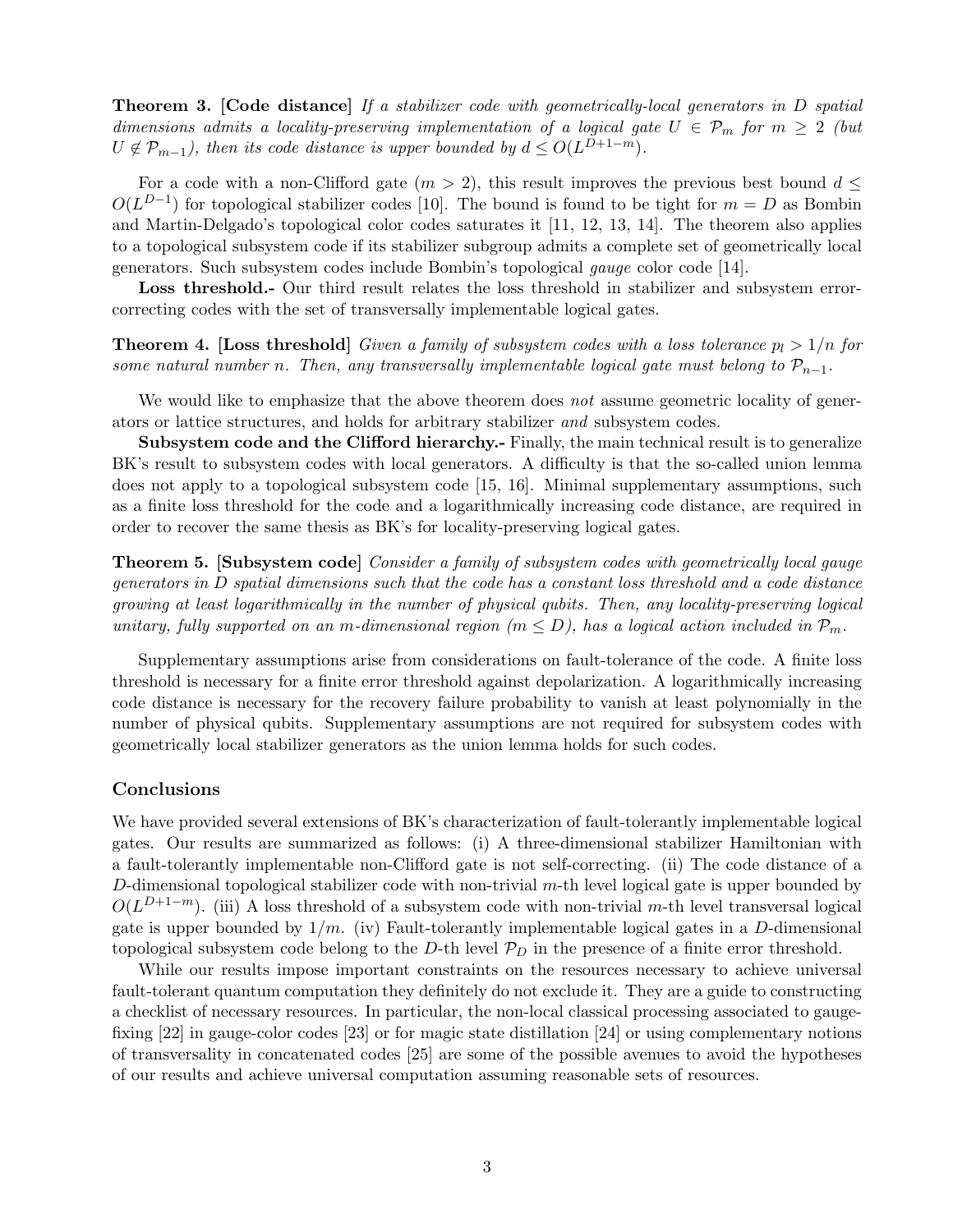**Theorem 3. [Code distance]** *If a stabilizer code with geometrically-local generators in $D$ spatial dimensions admits a locality-preserving implementation of a logical gate $U \in \mathcal{P}_m$ for $m \geq 2$ (but $U \notin \mathcal{P}_{m-1}$), then its code distance is upper bounded by $d \leq O(L^{D+1-m})$.*

For a code with a non-Clifford gate ($m > 2$), this result improves the previous best bound $d \leq O(L^{D-1})$ for topological stabilizer codes [10]. The bound is found to be tight for $m = D$ as Bombin and Martin-Delgado's topological color codes saturates it [11, 12, 13, 14]. The theorem also applies to a topological subsystem code if its stabilizer subgroup admits a complete set of geometrically local generators. Such subsystem codes include Bombin's topological *gauge* color code [14].

**Loss threshold.-** Our third result relates the loss threshold in stabilizer and subsystem error-correcting codes with the set of transversally implementable logical gates.

**Theorem 4. [Loss threshold]** *Given a family of subsystem codes with a loss tolerance $p_l > 1/n$ for some natural number $n$. Then, any transversally implementable logical gate must belong to $\mathcal{P}_{n-1}$.*

We would like to emphasize that the above theorem does *not* assume geometric locality of generators or lattice structures, and holds for arbitrary stabilizer *and* subsystem codes.

**Subsystem code and the Clifford hierarchy.-** Finally, the main technical result is to generalize BK's result to subsystem codes with local generators. A difficulty is that the so-called union lemma does not apply to a topological subsystem code [15, 16]. Minimal supplementary assumptions, such as a finite loss threshold for the code and a logarithmically increasing code distance, are required in order to recover the same thesis as BK's for locality-preserving logical gates.

**Theorem 5. [Subsystem code]** *Consider a family of subsystem codes with geometrically local gauge generators in $D$ spatial dimensions such that the code has a constant loss threshold and a code distance growing at least logarithmically in the number of physical qubits. Then, any locality-preserving logical unitary, fully supported on an $m$-dimensional region ($m \leq D$), has a logical action included in $\mathcal{P}_m$.*

Supplementary assumptions arise from considerations on fault-tolerance of the code. A finite loss threshold is necessary for a finite error threshold against depolarization. A logarithmically increasing code distance is necessary for the recovery failure probability to vanish at least polynomially in the number of physical qubits. Supplementary assumptions are not required for subsystem codes with geometrically local stabilizer generators as the union lemma holds for such codes.

## Conclusions

We have provided several extensions of BK's characterization of fault-tolerantly implementable logical gates. Our results are summarized as follows: (i) A three-dimensional stabilizer Hamiltonian with a fault-tolerantly implementable non-Clifford gate is not self-correcting. (ii) The code distance of a $D$-dimensional topological stabilizer code with non-trivial $m$-th level logical gate is upper bounded by $O(L^{D+1-m})$. (iii) A loss threshold of a subsystem code with non-trivial $m$-th level transversal logical gate is upper bounded by $1/m$. (iv) Fault-tolerantly implementable logical gates in a $D$-dimensional topological subsystem code belong to the $D$-th level $\mathcal{P}_D$ in the presence of a finite error threshold.

While our results impose important constraints on the resources necessary to achieve universal fault-tolerant quantum computation they definitely do not exclude it. They are a guide to constructing a checklist of necessary resources. In particular, the non-local classical processing associated to gauge-fixing [22] in gauge-color codes [23] or for magic state distillation [24] or using complementary notions of transversality in concatenated codes [25] are some of the possible avenues to avoid the hypotheses of our results and achieve universal computation assuming reasonable sets of resources.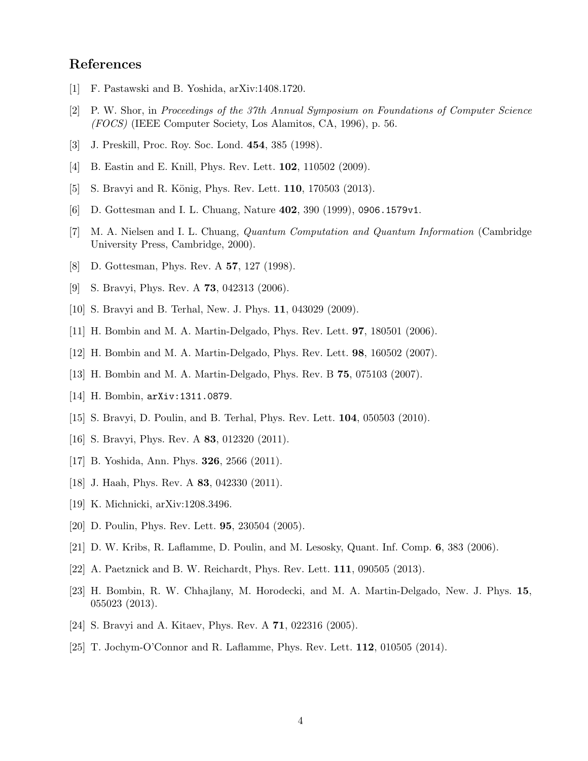## References

[1] F. Pastawski and B. Yoshida, arXiv:1408.1720.

[2] P. W. Shor, in *Proceedings of the 37th Annual Symposium on Foundations of Computer Science (FOCS)* (IEEE Computer Society, Los Alamitos, CA, 1996), p. 56.

[3] J. Preskill, Proc. Roy. Soc. Lond. **454**, 385 (1998).

[4] B. Eastin and E. Knill, Phys. Rev. Lett. **102**, 110502 (2009).

[5] S. Bravyi and R. König, Phys. Rev. Lett. **110**, 170503 (2013).

[6] D. Gottesman and I. L. Chuang, Nature **402**, 390 (1999), `0906.1579v1`.

[7] M. A. Nielsen and I. L. Chuang, *Quantum Computation and Quantum Information* (Cambridge University Press, Cambridge, 2000).

[8] D. Gottesman, Phys. Rev. A **57**, 127 (1998).

[9] S. Bravyi, Phys. Rev. A **73**, 042313 (2006).

[10] S. Bravyi and B. Terhal, New. J. Phys. **11**, 043029 (2009).

[11] H. Bombin and M. A. Martin-Delgado, Phys. Rev. Lett. **97**, 180501 (2006).

[12] H. Bombin and M. A. Martin-Delgado, Phys. Rev. Lett. **98**, 160502 (2007).

[13] H. Bombin and M. A. Martin-Delgado, Phys. Rev. B **75**, 075103 (2007).

[14] H. Bombin, `arXiv:1311.0879`.

[15] S. Bravyi, D. Poulin, and B. Terhal, Phys. Rev. Lett. **104**, 050503 (2010).

[16] S. Bravyi, Phys. Rev. A **83**, 012320 (2011).

[17] B. Yoshida, Ann. Phys. **326**, 2566 (2011).

[18] J. Haah, Phys. Rev. A **83**, 042330 (2011).

[19] K. Michnicki, arXiv:1208.3496.

[20] D. Poulin, Phys. Rev. Lett. **95**, 230504 (2005).

[21] D. W. Kribs, R. Laflamme, D. Poulin, and M. Lesosky, Quant. Inf. Comp. **6**, 383 (2006).

[22] A. Paetznick and B. W. Reichardt, Phys. Rev. Lett. **111**, 090505 (2013).

[23] H. Bombin, R. W. Chhajlany, M. Horodecki, and M. A. Martin-Delgado, New. J. Phys. **15**, 055023 (2013).

[24] S. Bravyi and A. Kitaev, Phys. Rev. A **71**, 022316 (2005).

[25] T. Jochym-O'Connor and R. Laflamme, Phys. Rev. Lett. **112**, 010505 (2014).